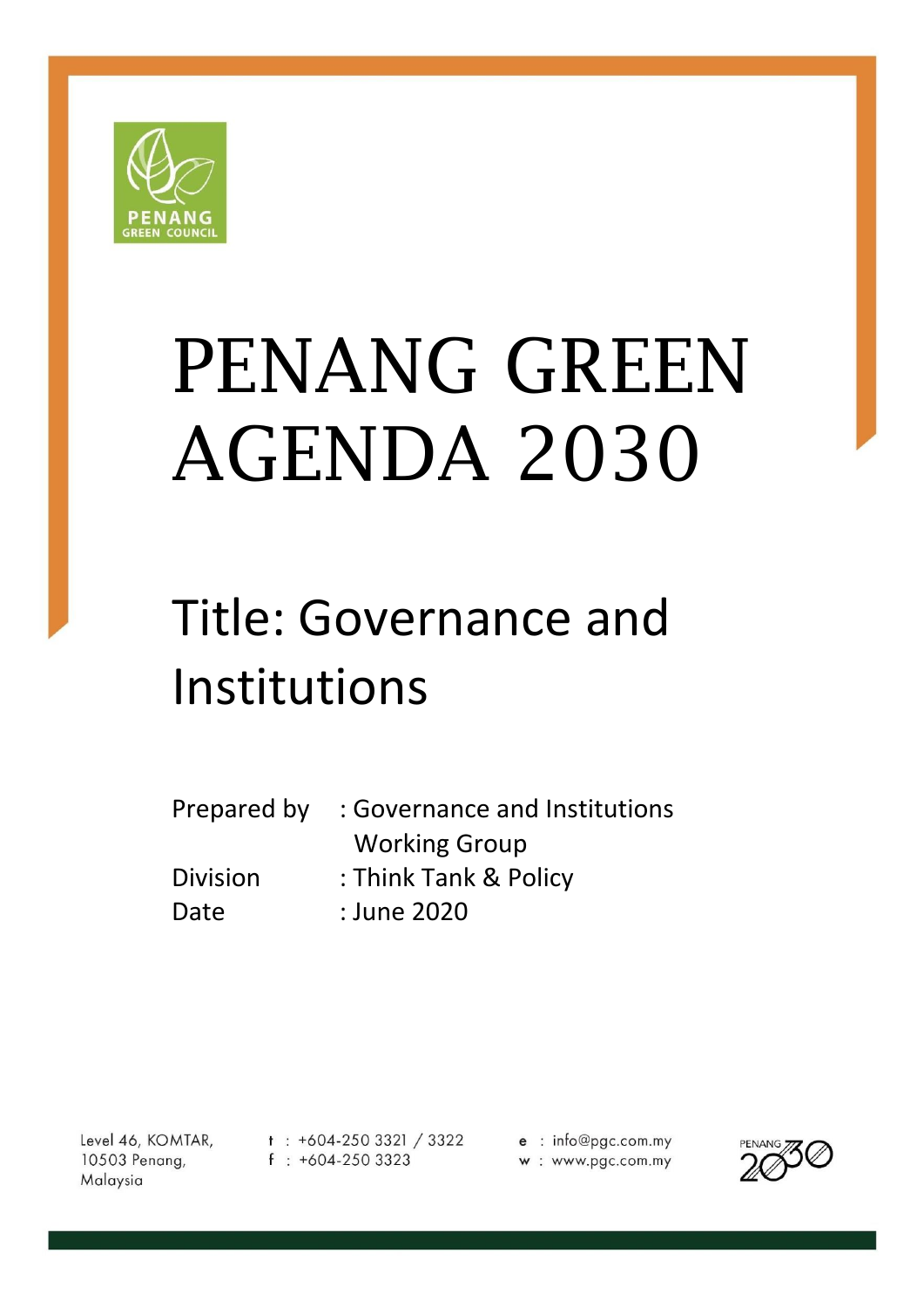PENANG GREEN COUNCIL

# PENANG GREEN AGENDA 2030

## Title: Governance and Institutions

Prepared by : Governance and Institutions Working Group
Division : Think Tank & Policy
Date : June 2020

Level 46, KOMTAR,
10503 Penang,
Malaysia

t : +604-250 3321 / 3322
f : +604-250 3323

e : info@pgc.com.my
w : www.pgc.com.my

PENANG 2030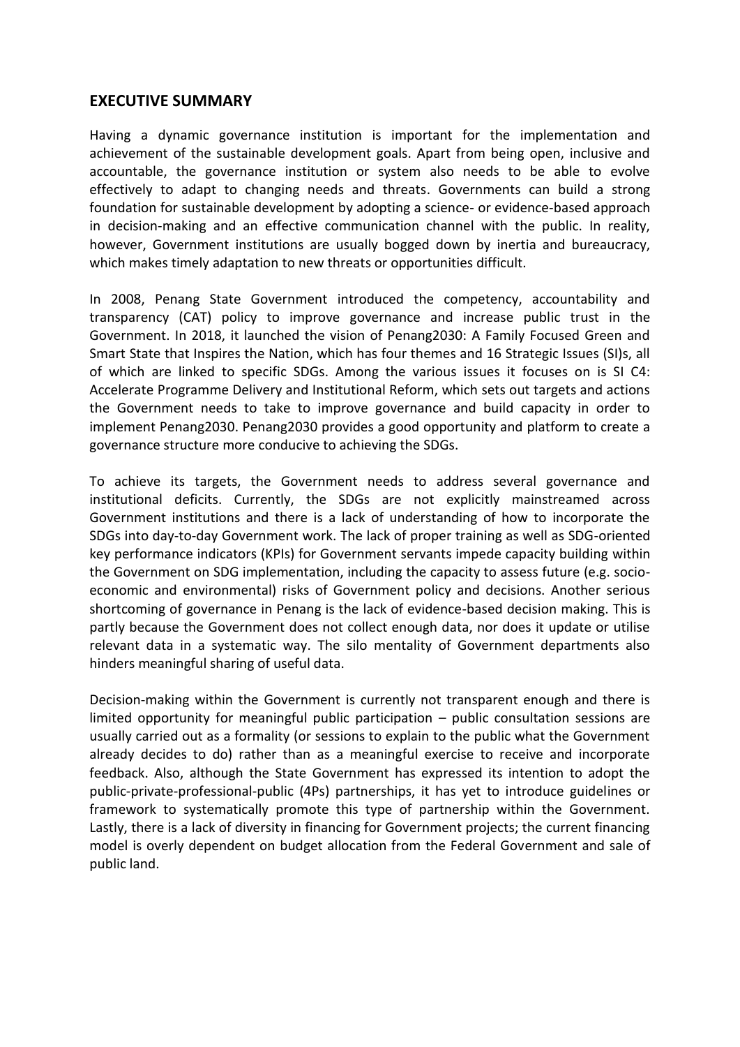## EXECUTIVE SUMMARY

Having a dynamic governance institution is important for the implementation and achievement of the sustainable development goals. Apart from being open, inclusive and accountable, the governance institution or system also needs to be able to evolve effectively to adapt to changing needs and threats. Governments can build a strong foundation for sustainable development by adopting a science- or evidence-based approach in decision-making and an effective communication channel with the public. In reality, however, Government institutions are usually bogged down by inertia and bureaucracy, which makes timely adaptation to new threats or opportunities difficult.

In 2008, Penang State Government introduced the competency, accountability and transparency (CAT) policy to improve governance and increase public trust in the Government. In 2018, it launched the vision of Penang2030: A Family Focused Green and Smart State that Inspires the Nation, which has four themes and 16 Strategic Issues (SI)s, all of which are linked to specific SDGs. Among the various issues it focuses on is SI C4: Accelerate Programme Delivery and Institutional Reform, which sets out targets and actions the Government needs to take to improve governance and build capacity in order to implement Penang2030. Penang2030 provides a good opportunity and platform to create a governance structure more conducive to achieving the SDGs.

To achieve its targets, the Government needs to address several governance and institutional deficits. Currently, the SDGs are not explicitly mainstreamed across Government institutions and there is a lack of understanding of how to incorporate the SDGs into day-to-day Government work. The lack of proper training as well as SDG-oriented key performance indicators (KPIs) for Government servants impede capacity building within the Government on SDG implementation, including the capacity to assess future (e.g. socio-economic and environmental) risks of Government policy and decisions. Another serious shortcoming of governance in Penang is the lack of evidence-based decision making. This is partly because the Government does not collect enough data, nor does it update or utilise relevant data in a systematic way. The silo mentality of Government departments also hinders meaningful sharing of useful data.

Decision-making within the Government is currently not transparent enough and there is limited opportunity for meaningful public participation – public consultation sessions are usually carried out as a formality (or sessions to explain to the public what the Government already decides to do) rather than as a meaningful exercise to receive and incorporate feedback. Also, although the State Government has expressed its intention to adopt the public-private-professional-public (4Ps) partnerships, it has yet to introduce guidelines or framework to systematically promote this type of partnership within the Government. Lastly, there is a lack of diversity in financing for Government projects; the current financing model is overly dependent on budget allocation from the Federal Government and sale of public land.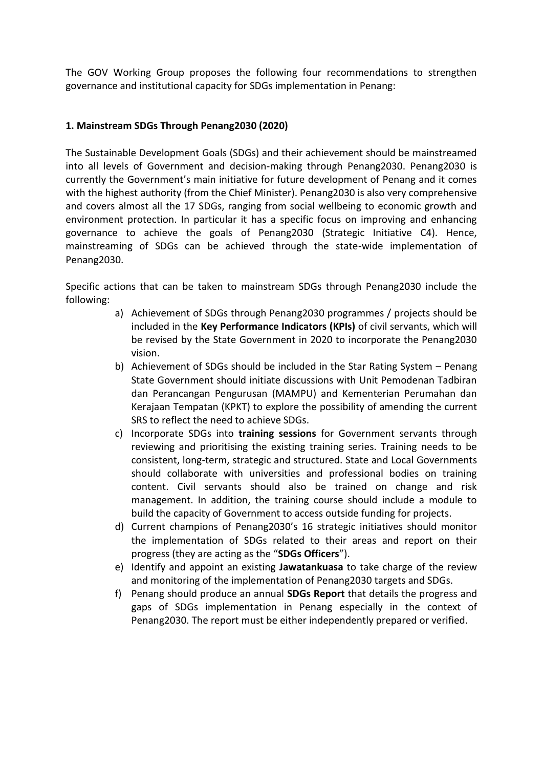The GOV Working Group proposes the following four recommendations to strengthen governance and institutional capacity for SDGs implementation in Penang:

### 1. Mainstream SDGs Through Penang2030 (2020)

The Sustainable Development Goals (SDGs) and their achievement should be mainstreamed into all levels of Government and decision-making through Penang2030. Penang2030 is currently the Government's main initiative for future development of Penang and it comes with the highest authority (from the Chief Minister). Penang2030 is also very comprehensive and covers almost all the 17 SDGs, ranging from social wellbeing to economic growth and environment protection. In particular it has a specific focus on improving and enhancing governance to achieve the goals of Penang2030 (Strategic Initiative C4). Hence, mainstreaming of SDGs can be achieved through the state-wide implementation of Penang2030.

Specific actions that can be taken to mainstream SDGs through Penang2030 include the following:

a) Achievement of SDGs through Penang2030 programmes / projects should be included in the **Key Performance Indicators (KPIs)** of civil servants, which will be revised by the State Government in 2020 to incorporate the Penang2030 vision.

b) Achievement of SDGs should be included in the Star Rating System – Penang State Government should initiate discussions with Unit Pemodenan Tadbiran dan Perancangan Pengurusan (MAMPU) and Kementerian Perumahan dan Kerajaan Tempatan (KPKT) to explore the possibility of amending the current SRS to reflect the need to achieve SDGs.

c) Incorporate SDGs into **training sessions** for Government servants through reviewing and prioritising the existing training series. Training needs to be consistent, long-term, strategic and structured. State and Local Governments should collaborate with universities and professional bodies on training content. Civil servants should also be trained on change and risk management. In addition, the training course should include a module to build the capacity of Government to access outside funding for projects.

d) Current champions of Penang2030's 16 strategic initiatives should monitor the implementation of SDGs related to their areas and report on their progress (they are acting as the "**SDGs Officers**").

e) Identify and appoint an existing **Jawatankuasa** to take charge of the review and monitoring of the implementation of Penang2030 targets and SDGs.

f) Penang should produce an annual **SDGs Report** that details the progress and gaps of SDGs implementation in Penang especially in the context of Penang2030. The report must be either independently prepared or verified.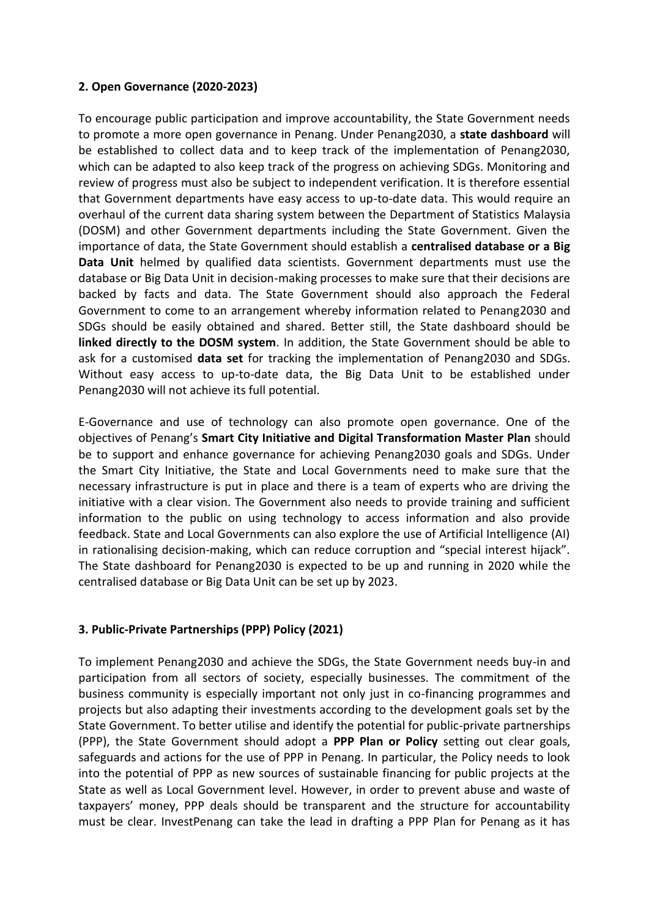**2. Open Governance (2020-2023)**

To encourage public participation and improve accountability, the State Government needs to promote a more open governance in Penang. Under Penang2030, a **state dashboard** will be established to collect data and to keep track of the implementation of Penang2030, which can be adapted to also keep track of the progress on achieving SDGs. Monitoring and review of progress must also be subject to independent verification. It is therefore essential that Government departments have easy access to up-to-date data. This would require an overhaul of the current data sharing system between the Department of Statistics Malaysia (DOSM) and other Government departments including the State Government. Given the importance of data, the State Government should establish a **centralised database or a Big Data Unit** helmed by qualified data scientists. Government departments must use the database or Big Data Unit in decision-making processes to make sure that their decisions are backed by facts and data. The State Government should also approach the Federal Government to come to an arrangement whereby information related to Penang2030 and SDGs should be easily obtained and shared. Better still, the State dashboard should be **linked directly to the DOSM system**. In addition, the State Government should be able to ask for a customised **data set** for tracking the implementation of Penang2030 and SDGs. Without easy access to up-to-date data, the Big Data Unit to be established under Penang2030 will not achieve its full potential.

E-Governance and use of technology can also promote open governance. One of the objectives of Penang's **Smart City Initiative and Digital Transformation Master Plan** should be to support and enhance governance for achieving Penang2030 goals and SDGs. Under the Smart City Initiative, the State and Local Governments need to make sure that the necessary infrastructure is put in place and there is a team of experts who are driving the initiative with a clear vision. The Government also needs to provide training and sufficient information to the public on using technology to access information and also provide feedback. State and Local Governments can also explore the use of Artificial Intelligence (AI) in rationalising decision-making, which can reduce corruption and "special interest hijack". The State dashboard for Penang2030 is expected to be up and running in 2020 while the centralised database or Big Data Unit can be set up by 2023.

**3. Public-Private Partnerships (PPP) Policy (2021)**

To implement Penang2030 and achieve the SDGs, the State Government needs buy-in and participation from all sectors of society, especially businesses. The commitment of the business community is especially important not only just in co-financing programmes and projects but also adapting their investments according to the development goals set by the State Government. To better utilise and identify the potential for public-private partnerships (PPP), the State Government should adopt a **PPP Plan or Policy** setting out clear goals, safeguards and actions for the use of PPP in Penang. In particular, the Policy needs to look into the potential of PPP as new sources of sustainable financing for public projects at the State as well as Local Government level. However, in order to prevent abuse and waste of taxpayers' money, PPP deals should be transparent and the structure for accountability must be clear. InvestPenang can take the lead in drafting a PPP Plan for Penang as it has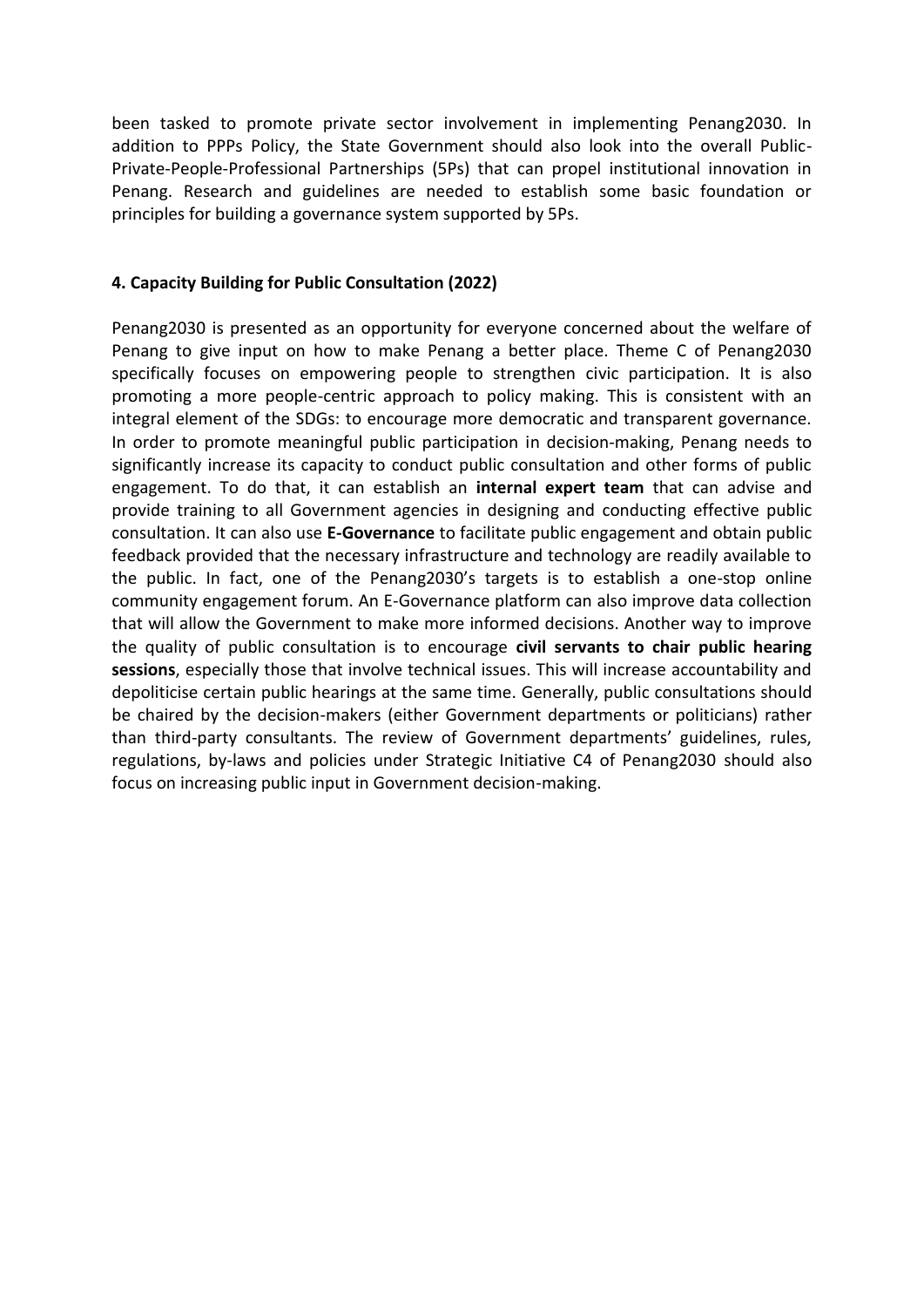been tasked to promote private sector involvement in implementing Penang2030. In addition to PPPs Policy, the State Government should also look into the overall Public-Private-People-Professional Partnerships (5Ps) that can propel institutional innovation in Penang. Research and guidelines are needed to establish some basic foundation or principles for building a governance system supported by 5Ps.

#### 4. Capacity Building for Public Consultation (2022)

Penang2030 is presented as an opportunity for everyone concerned about the welfare of Penang to give input on how to make Penang a better place. Theme C of Penang2030 specifically focuses on empowering people to strengthen civic participation. It is also promoting a more people-centric approach to policy making. This is consistent with an integral element of the SDGs: to encourage more democratic and transparent governance. In order to promote meaningful public participation in decision-making, Penang needs to significantly increase its capacity to conduct public consultation and other forms of public engagement. To do that, it can establish an **internal expert team** that can advise and provide training to all Government agencies in designing and conducting effective public consultation. It can also use **E-Governance** to facilitate public engagement and obtain public feedback provided that the necessary infrastructure and technology are readily available to the public. In fact, one of the Penang2030's targets is to establish a one-stop online community engagement forum. An E-Governance platform can also improve data collection that will allow the Government to make more informed decisions. Another way to improve the quality of public consultation is to encourage **civil servants to chair public hearing sessions**, especially those that involve technical issues. This will increase accountability and depoliticise certain public hearings at the same time. Generally, public consultations should be chaired by the decision-makers (either Government departments or politicians) rather than third-party consultants. The review of Government departments' guidelines, rules, regulations, by-laws and policies under Strategic Initiative C4 of Penang2030 should also focus on increasing public input in Government decision-making.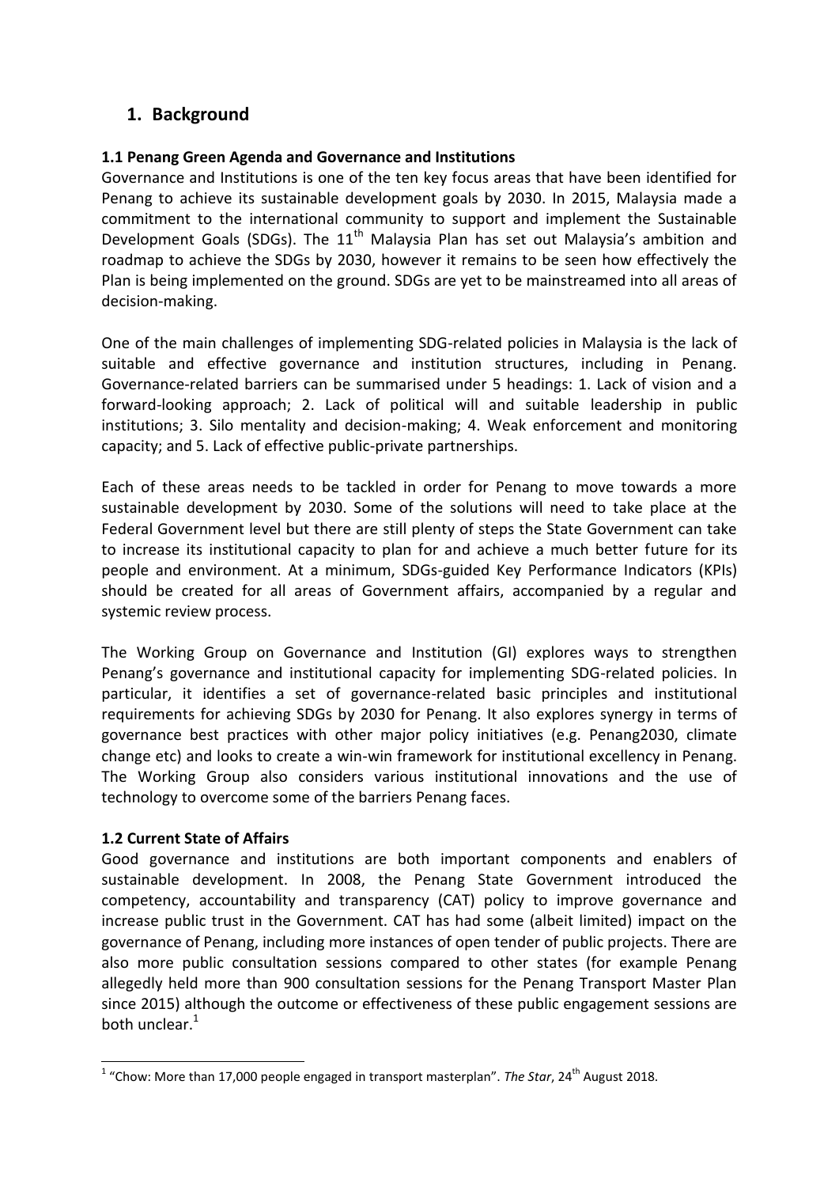# 1. Background

### 1.1 Penang Green Agenda and Governance and Institutions

Governance and Institutions is one of the ten key focus areas that have been identified for Penang to achieve its sustainable development goals by 2030. In 2015, Malaysia made a commitment to the international community to support and implement the Sustainable Development Goals (SDGs). The 11th Malaysia Plan has set out Malaysia's ambition and roadmap to achieve the SDGs by 2030, however it remains to be seen how effectively the Plan is being implemented on the ground. SDGs are yet to be mainstreamed into all areas of decision-making.

One of the main challenges of implementing SDG-related policies in Malaysia is the lack of suitable and effective governance and institution structures, including in Penang. Governance-related barriers can be summarised under 5 headings: 1. Lack of vision and a forward-looking approach; 2. Lack of political will and suitable leadership in public institutions; 3. Silo mentality and decision-making; 4. Weak enforcement and monitoring capacity; and 5. Lack of effective public-private partnerships.

Each of these areas needs to be tackled in order for Penang to move towards a more sustainable development by 2030. Some of the solutions will need to take place at the Federal Government level but there are still plenty of steps the State Government can take to increase its institutional capacity to plan for and achieve a much better future for its people and environment. At a minimum, SDGs-guided Key Performance Indicators (KPIs) should be created for all areas of Government affairs, accompanied by a regular and systemic review process.

The Working Group on Governance and Institution (GI) explores ways to strengthen Penang's governance and institutional capacity for implementing SDG-related policies. In particular, it identifies a set of governance-related basic principles and institutional requirements for achieving SDGs by 2030 for Penang. It also explores synergy in terms of governance best practices with other major policy initiatives (e.g. Penang2030, climate change etc) and looks to create a win-win framework for institutional excellency in Penang. The Working Group also considers various institutional innovations and the use of technology to overcome some of the barriers Penang faces.

### 1.2 Current State of Affairs

Good governance and institutions are both important components and enablers of sustainable development. In 2008, the Penang State Government introduced the competency, accountability and transparency (CAT) policy to improve governance and increase public trust in the Government. CAT has had some (albeit limited) impact on the governance of Penang, including more instances of open tender of public projects. There are also more public consultation sessions compared to other states (for example Penang allegedly held more than 900 consultation sessions for the Penang Transport Master Plan since 2015) although the outcome or effectiveness of these public engagement sessions are both unclear.[1]

[1] "Chow: More than 17,000 people engaged in transport masterplan". *The Star*, 24th August 2018.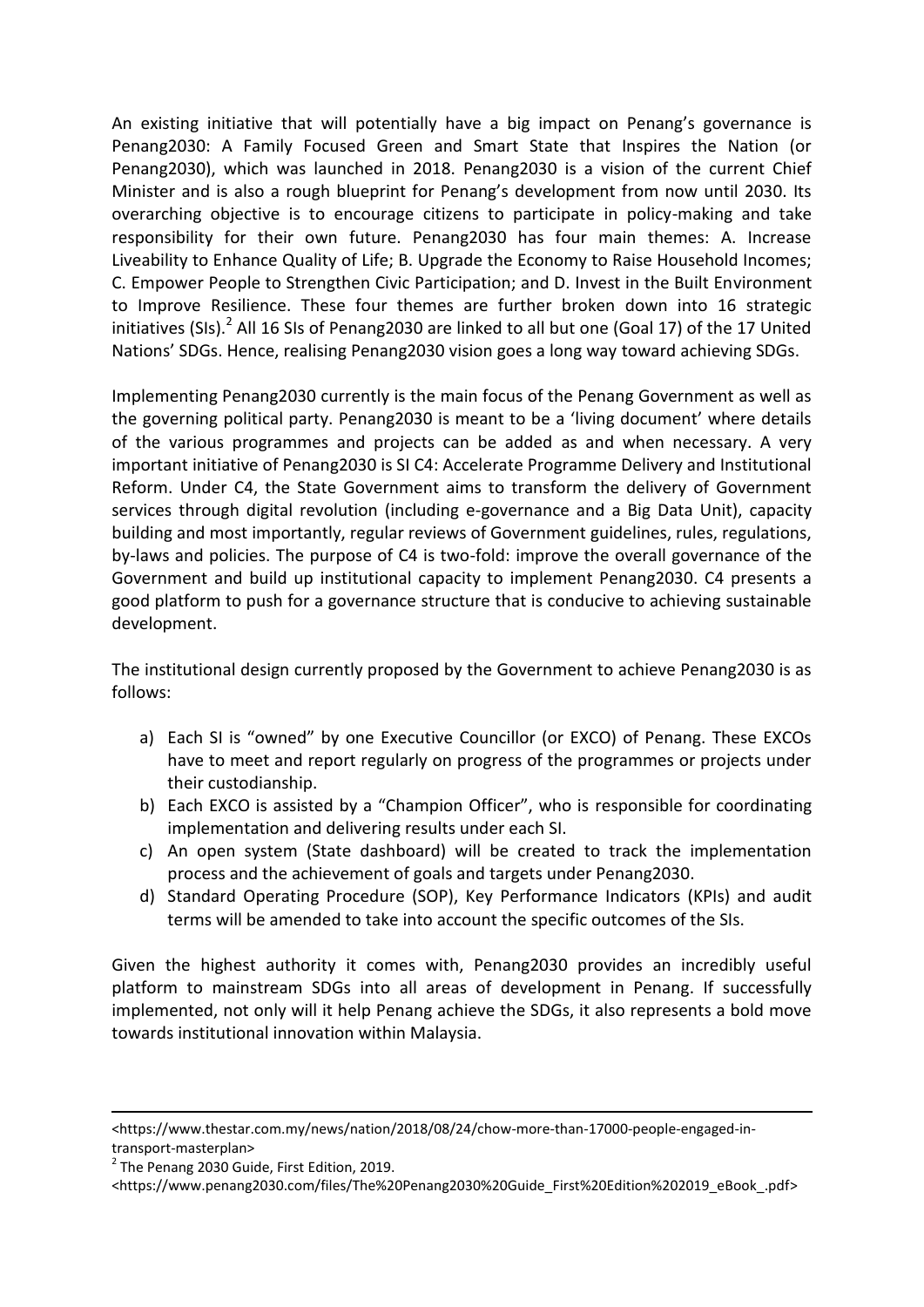An existing initiative that will potentially have a big impact on Penang's governance is Penang2030: A Family Focused Green and Smart State that Inspires the Nation (or Penang2030), which was launched in 2018. Penang2030 is a vision of the current Chief Minister and is also a rough blueprint for Penang's development from now until 2030. Its overarching objective is to encourage citizens to participate in policy-making and take responsibility for their own future. Penang2030 has four main themes: A. Increase Liveability to Enhance Quality of Life; B. Upgrade the Economy to Raise Household Incomes; C. Empower People to Strengthen Civic Participation; and D. Invest in the Built Environment to Improve Resilience. These four themes are further broken down into 16 strategic initiatives (SIs).[2] All 16 SIs of Penang2030 are linked to all but one (Goal 17) of the 17 United Nations' SDGs. Hence, realising Penang2030 vision goes a long way toward achieving SDGs.

Implementing Penang2030 currently is the main focus of the Penang Government as well as the governing political party. Penang2030 is meant to be a 'living document' where details of the various programmes and projects can be added as and when necessary. A very important initiative of Penang2030 is SI C4: Accelerate Programme Delivery and Institutional Reform. Under C4, the State Government aims to transform the delivery of Government services through digital revolution (including e-governance and a Big Data Unit), capacity building and most importantly, regular reviews of Government guidelines, rules, regulations, by-laws and policies. The purpose of C4 is two-fold: improve the overall governance of the Government and build up institutional capacity to implement Penang2030. C4 presents a good platform to push for a governance structure that is conducive to achieving sustainable development.

The institutional design currently proposed by the Government to achieve Penang2030 is as follows:

a) Each SI is "owned" by one Executive Councillor (or EXCO) of Penang. These EXCOs have to meet and report regularly on progress of the programmes or projects under their custodianship.
b) Each EXCO is assisted by a "Champion Officer", who is responsible for coordinating implementation and delivering results under each SI.
c) An open system (State dashboard) will be created to track the implementation process and the achievement of goals and targets under Penang2030.
d) Standard Operating Procedure (SOP), Key Performance Indicators (KPIs) and audit terms will be amended to take into account the specific outcomes of the SIs.

Given the highest authority it comes with, Penang2030 provides an incredibly useful platform to mainstream SDGs into all areas of development in Penang. If successfully implemented, not only will it help Penang achieve the SDGs, it also represents a bold move towards institutional innovation within Malaysia.

---

<https://www.thestar.com.my/news/nation/2018/08/24/chow-more-than-17000-people-engaged-in-transport-masterplan>

[2] The Penang 2030 Guide, First Edition, 2019. <https://www.penang2030.com/files/The%20Penang2030%20Guide_First%20Edition%202019_eBook_.pdf>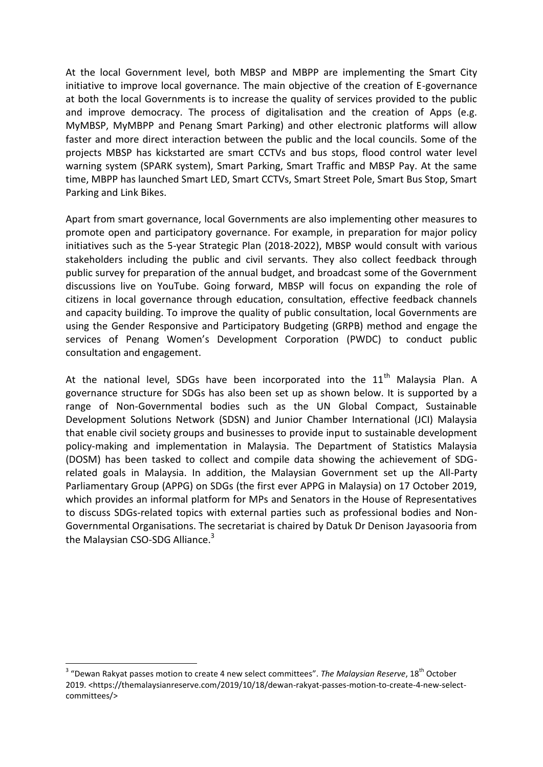At the local Government level, both MBSP and MBPP are implementing the Smart City initiative to improve local governance. The main objective of the creation of E-governance at both the local Governments is to increase the quality of services provided to the public and improve democracy. The process of digitalisation and the creation of Apps (e.g. MyMBSP, MyMBPP and Penang Smart Parking) and other electronic platforms will allow faster and more direct interaction between the public and the local councils. Some of the projects MBSP has kickstarted are smart CCTVs and bus stops, flood control water level warning system (SPARK system), Smart Parking, Smart Traffic and MBSP Pay. At the same time, MBPP has launched Smart LED, Smart CCTVs, Smart Street Pole, Smart Bus Stop, Smart Parking and Link Bikes.

Apart from smart governance, local Governments are also implementing other measures to promote open and participatory governance. For example, in preparation for major policy initiatives such as the 5-year Strategic Plan (2018-2022), MBSP would consult with various stakeholders including the public and civil servants. They also collect feedback through public survey for preparation of the annual budget, and broadcast some of the Government discussions live on YouTube. Going forward, MBSP will focus on expanding the role of citizens in local governance through education, consultation, effective feedback channels and capacity building. To improve the quality of public consultation, local Governments are using the Gender Responsive and Participatory Budgeting (GRPB) method and engage the services of Penang Women's Development Corporation (PWDC) to conduct public consultation and engagement.

At the national level, SDGs have been incorporated into the 11th Malaysia Plan. A governance structure for SDGs has also been set up as shown below. It is supported by a range of Non-Governmental bodies such as the UN Global Compact, Sustainable Development Solutions Network (SDSN) and Junior Chamber International (JCI) Malaysia that enable civil society groups and businesses to provide input to sustainable development policy-making and implementation in Malaysia. The Department of Statistics Malaysia (DOSM) has been tasked to collect and compile data showing the achievement of SDG-related goals in Malaysia. In addition, the Malaysian Government set up the All-Party Parliamentary Group (APPG) on SDGs (the first ever APPG in Malaysia) on 17 October 2019, which provides an informal platform for MPs and Senators in the House of Representatives to discuss SDGs-related topics with external parties such as professional bodies and Non-Governmental Organisations. The secretariat is chaired by Datuk Dr Denison Jayasooria from the Malaysian CSO-SDG Alliance.[3]

[3] "Dewan Rakyat passes motion to create 4 new select committees". *The Malaysian Reserve*, 18th October 2019. <https://themalaysianreserve.com/2019/10/18/dewan-rakyat-passes-motion-to-create-4-new-select-committees/>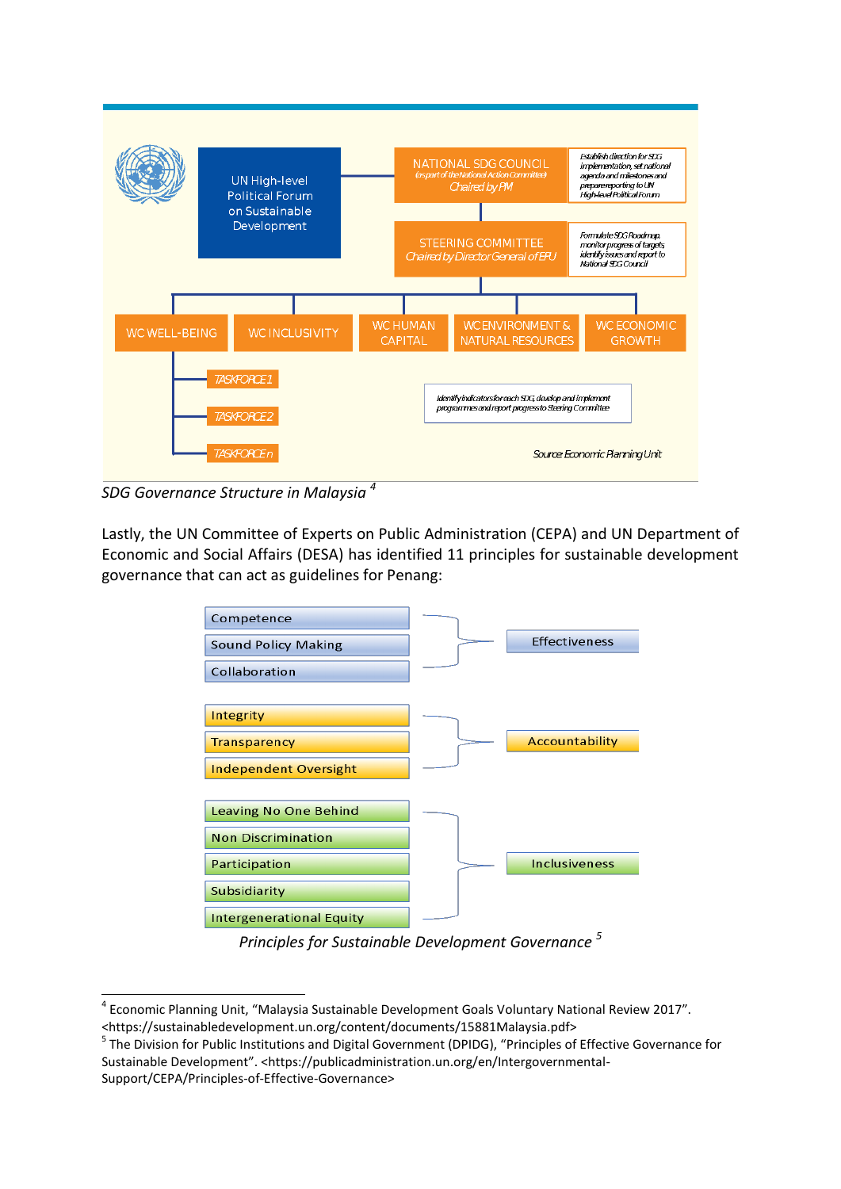UN High-level Political Forum on Sustainable Development

NATIONAL SDG COUNCIL (as part of the National Action Committee) Chaired by PM — Establish direction for SDG implementation, set national agenda and milestones and prepare reporting to UN High-level Political Forum

STEERING COMMITTEE Chaired by Director General of EPU — Formulate SDG Roadmap, monitor progress of targets, identify issues and report to National SDG Council

WC WELL-BEING | WC INCLUSIVITY | WC HUMAN CAPITAL | WC ENVIRONMENT & NATURAL RESOURCES | WC ECONOMIC GROWTH

TASKFORCE 1

TASKFORCE 2

TASKFORCE n

Identify indicators for each SDG, develop and implement programmes and report progress to Steering Committee

Source: Economic Planning Unit

*SDG Governance Structure in Malaysia* [4]

Lastly, the UN Committee of Experts on Public Administration (CEPA) and UN Department of Economic and Social Affairs (DESA) has identified 11 principles for sustainable development governance that can act as guidelines for Penang:

- **Effectiveness**
  - Competence
  - Sound Policy Making
  - Collaboration
- **Accountability**
  - Integrity
  - Transparency
  - Independent Oversight
- **Inclusiveness**
  - Leaving No One Behind
  - Non Discrimination
  - Participation
  - Subsidiarity
  - Intergenerational Equity

*Principles for Sustainable Development Governance* [5]

---

[4] Economic Planning Unit, "Malaysia Sustainable Development Goals Voluntary National Review 2017". <https://sustainabledevelopment.un.org/content/documents/15881Malaysia.pdf>

[5] The Division for Public Institutions and Digital Government (DPIDG), "Principles of Effective Governance for Sustainable Development". <https://publicadministration.un.org/en/Intergovernmental-Support/CEPA/Principles-of-Effective-Governance>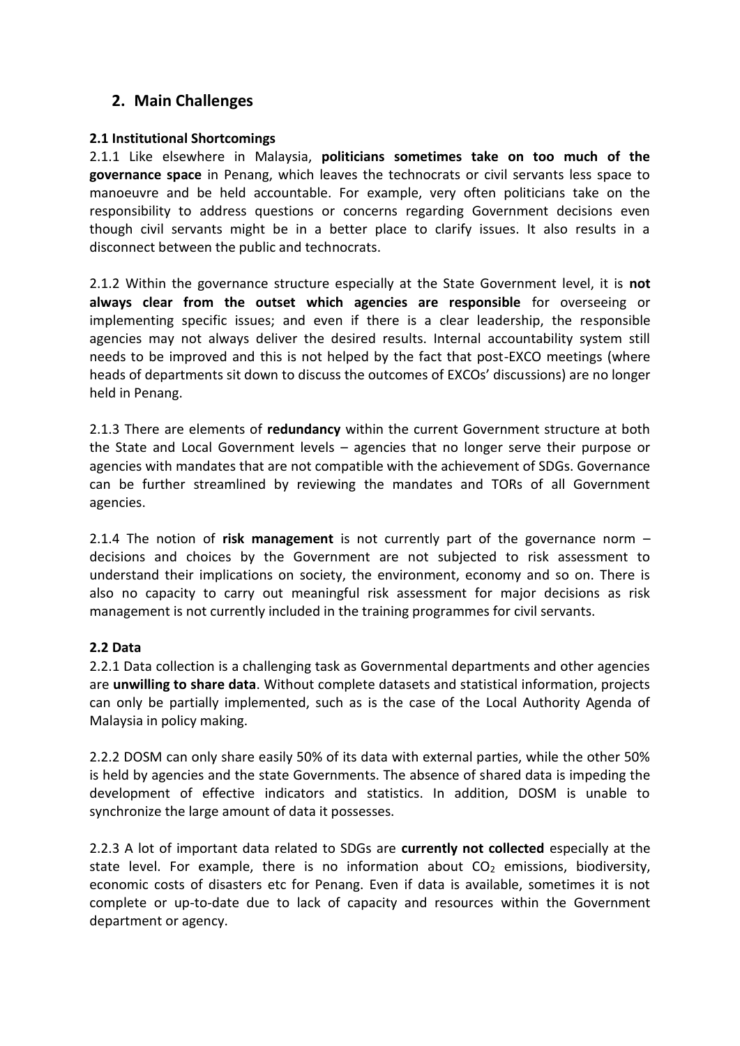## 2. Main Challenges

### 2.1 Institutional Shortcomings

2.1.1 Like elsewhere in Malaysia, **politicians sometimes take on too much of the governance space** in Penang, which leaves the technocrats or civil servants less space to manoeuvre and be held accountable. For example, very often politicians take on the responsibility to address questions or concerns regarding Government decisions even though civil servants might be in a better place to clarify issues. It also results in a disconnect between the public and technocrats.

2.1.2 Within the governance structure especially at the State Government level, it is **not always clear from the outset which agencies are responsible** for overseeing or implementing specific issues; and even if there is a clear leadership, the responsible agencies may not always deliver the desired results. Internal accountability system still needs to be improved and this is not helped by the fact that post-EXCO meetings (where heads of departments sit down to discuss the outcomes of EXCOs' discussions) are no longer held in Penang.

2.1.3 There are elements of **redundancy** within the current Government structure at both the State and Local Government levels – agencies that no longer serve their purpose or agencies with mandates that are not compatible with the achievement of SDGs. Governance can be further streamlined by reviewing the mandates and TORs of all Government agencies.

2.1.4 The notion of **risk management** is not currently part of the governance norm – decisions and choices by the Government are not subjected to risk assessment to understand their implications on society, the environment, economy and so on. There is also no capacity to carry out meaningful risk assessment for major decisions as risk management is not currently included in the training programmes for civil servants.

### 2.2 Data

2.2.1 Data collection is a challenging task as Governmental departments and other agencies are **unwilling to share data**. Without complete datasets and statistical information, projects can only be partially implemented, such as is the case of the Local Authority Agenda of Malaysia in policy making.

2.2.2 DOSM can only share easily 50% of its data with external parties, while the other 50% is held by agencies and the state Governments. The absence of shared data is impeding the development of effective indicators and statistics. In addition, DOSM is unable to synchronize the large amount of data it possesses.

2.2.3 A lot of important data related to SDGs are **currently not collected** especially at the state level. For example, there is no information about $CO_2$ emissions, biodiversity, economic costs of disasters etc for Penang. Even if data is available, sometimes it is not complete or up-to-date due to lack of capacity and resources within the Government department or agency.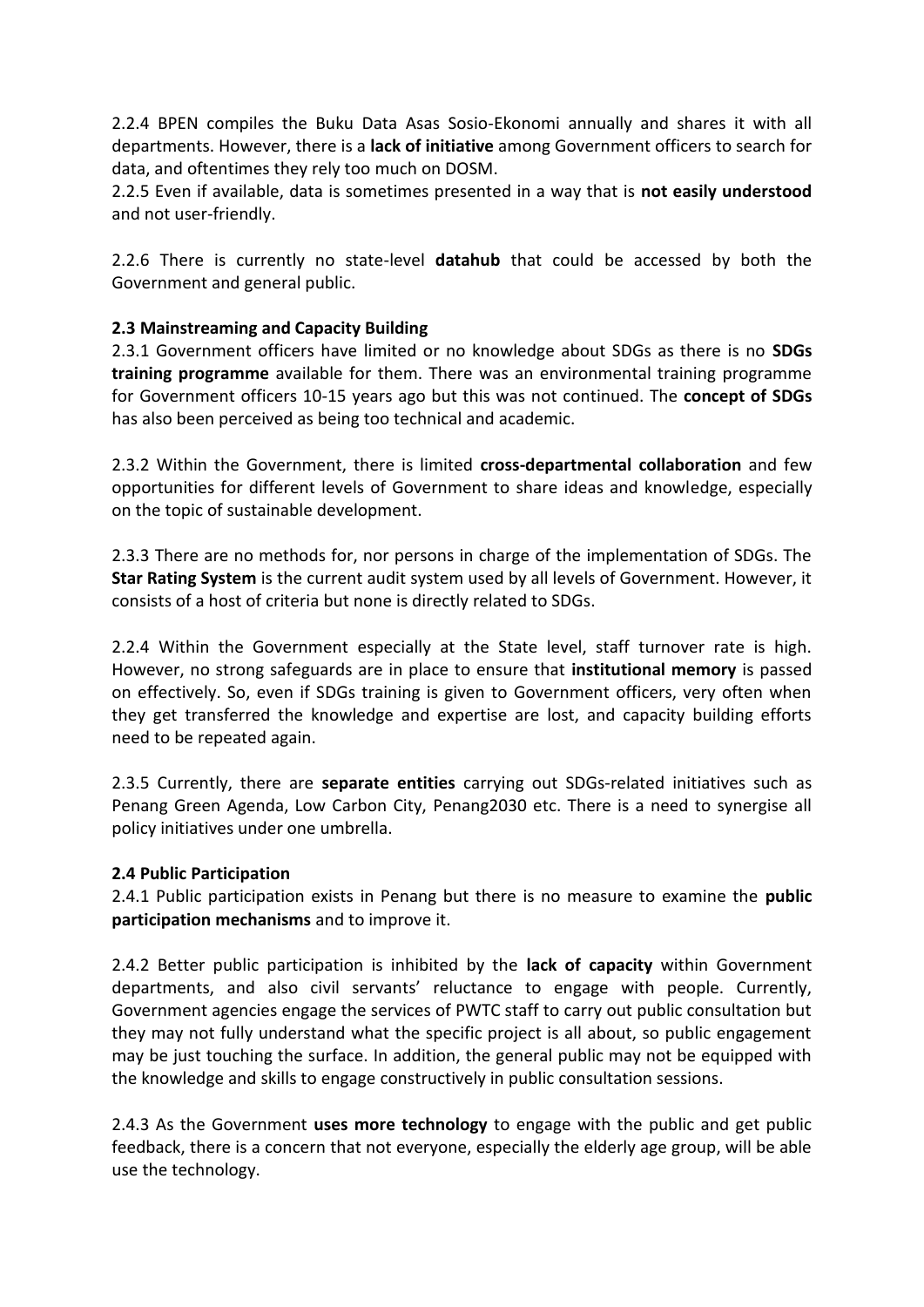2.2.4 BPEN compiles the Buku Data Asas Sosio-Ekonomi annually and shares it with all departments. However, there is a **lack of initiative** among Government officers to search for data, and oftentimes they rely too much on DOSM.
2.2.5 Even if available, data is sometimes presented in a way that is **not easily understood** and not user-friendly.

2.2.6 There is currently no state-level **datahub** that could be accessed by both the Government and general public.

**2.3 Mainstreaming and Capacity Building**
2.3.1 Government officers have limited or no knowledge about SDGs as there is no **SDGs training programme** available for them. There was an environmental training programme for Government officers 10-15 years ago but this was not continued. The **concept of SDGs** has also been perceived as being too technical and academic.

2.3.2 Within the Government, there is limited **cross-departmental collaboration** and few opportunities for different levels of Government to share ideas and knowledge, especially on the topic of sustainable development.

2.3.3 There are no methods for, nor persons in charge of the implementation of SDGs. The **Star Rating System** is the current audit system used by all levels of Government. However, it consists of a host of criteria but none is directly related to SDGs.

2.2.4 Within the Government especially at the State level, staff turnover rate is high. However, no strong safeguards are in place to ensure that **institutional memory** is passed on effectively. So, even if SDGs training is given to Government officers, very often when they get transferred the knowledge and expertise are lost, and capacity building efforts need to be repeated again.

2.3.5 Currently, there are **separate entities** carrying out SDGs-related initiatives such as Penang Green Agenda, Low Carbon City, Penang2030 etc. There is a need to synergise all policy initiatives under one umbrella.

**2.4 Public Participation**
2.4.1 Public participation exists in Penang but there is no measure to examine the **public participation mechanisms** and to improve it.

2.4.2 Better public participation is inhibited by the **lack of capacity** within Government departments, and also civil servants' reluctance to engage with people. Currently, Government agencies engage the services of PWTC staff to carry out public consultation but they may not fully understand what the specific project is all about, so public engagement may be just touching the surface. In addition, the general public may not be equipped with the knowledge and skills to engage constructively in public consultation sessions.

2.4.3 As the Government **uses more technology** to engage with the public and get public feedback, there is a concern that not everyone, especially the elderly age group, will be able use the technology.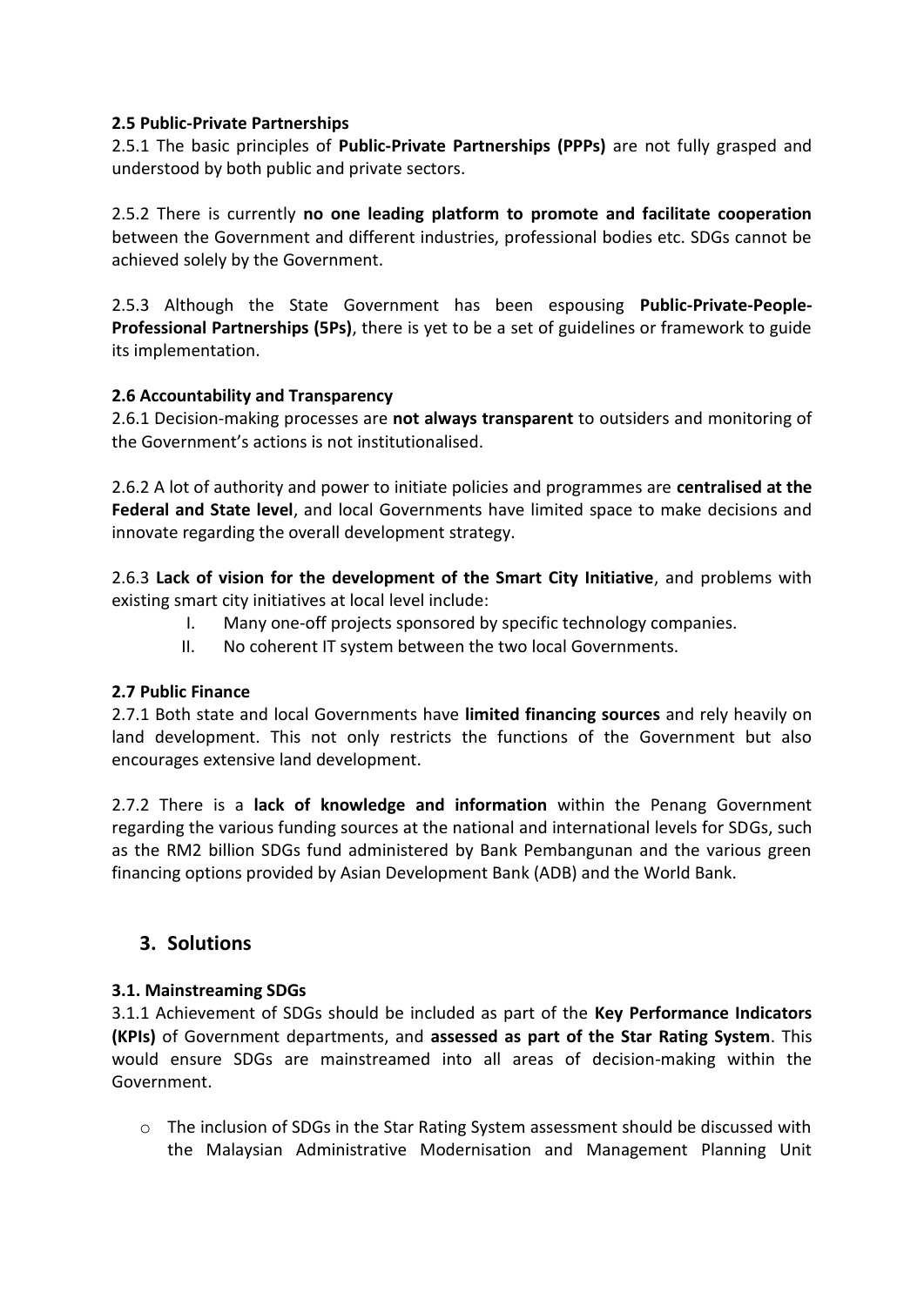**2.5 Public-Private Partnerships**

2.5.1 The basic principles of **Public-Private Partnerships (PPPs)** are not fully grasped and understood by both public and private sectors.

2.5.2 There is currently **no one leading platform to promote and facilitate cooperation** between the Government and different industries, professional bodies etc. SDGs cannot be achieved solely by the Government.

2.5.3 Although the State Government has been espousing **Public-Private-People-Professional Partnerships (5Ps)**, there is yet to be a set of guidelines or framework to guide its implementation.

**2.6 Accountability and Transparency**

2.6.1 Decision-making processes are **not always transparent** to outsiders and monitoring of the Government's actions is not institutionalised.

2.6.2 A lot of authority and power to initiate policies and programmes are **centralised at the Federal and State level**, and local Governments have limited space to make decisions and innovate regarding the overall development strategy.

2.6.3 **Lack of vision for the development of the Smart City Initiative**, and problems with existing smart city initiatives at local level include:

I. Many one-off projects sponsored by specific technology companies.
II. No coherent IT system between the two local Governments.

**2.7 Public Finance**

2.7.1 Both state and local Governments have **limited financing sources** and rely heavily on land development. This not only restricts the functions of the Government but also encourages extensive land development.

2.7.2 There is a **lack of knowledge and information** within the Penang Government regarding the various funding sources at the national and international levels for SDGs, such as the RM2 billion SDGs fund administered by Bank Pembangunan and the various green financing options provided by Asian Development Bank (ADB) and the World Bank.

## 3. Solutions

**3.1. Mainstreaming SDGs**

3.1.1 Achievement of SDGs should be included as part of the **Key Performance Indicators (KPIs)** of Government departments, and **assessed as part of the Star Rating System**. This would ensure SDGs are mainstreamed into all areas of decision-making within the Government.

- The inclusion of SDGs in the Star Rating System assessment should be discussed with the Malaysian Administrative Modernisation and Management Planning Unit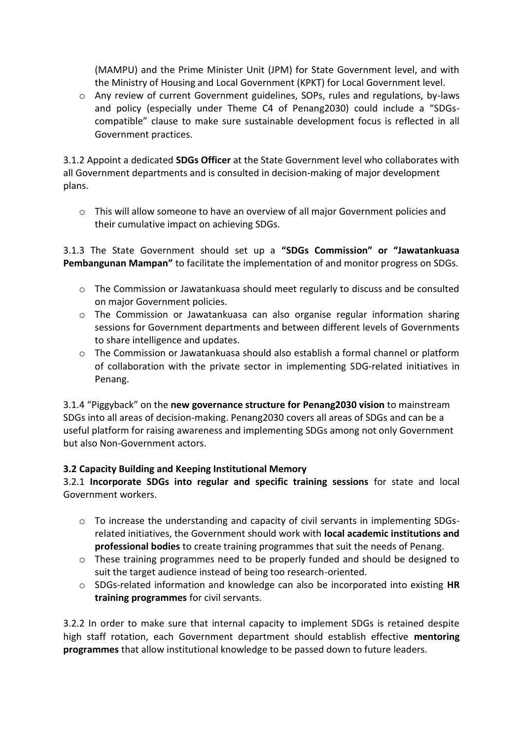(MAMPU) and the Prime Minister Unit (JPM) for State Government level, and with the Ministry of Housing and Local Government (KPKT) for Local Government level.

- Any review of current Government guidelines, SOPs, rules and regulations, by-laws and policy (especially under Theme C4 of Penang2030) could include a "SDGs-compatible" clause to make sure sustainable development focus is reflected in all Government practices.

3.1.2 Appoint a dedicated **SDGs Officer** at the State Government level who collaborates with all Government departments and is consulted in decision-making of major development plans.

- This will allow someone to have an overview of all major Government policies and their cumulative impact on achieving SDGs.

3.1.3 The State Government should set up a **"SDGs Commission" or "Jawatankuasa Pembangunan Mampan"** to facilitate the implementation of and monitor progress on SDGs.

- The Commission or Jawatankuasa should meet regularly to discuss and be consulted on major Government policies.
- The Commission or Jawatankuasa can also organise regular information sharing sessions for Government departments and between different levels of Governments to share intelligence and updates.
- The Commission or Jawatankuasa should also establish a formal channel or platform of collaboration with the private sector in implementing SDG-related initiatives in Penang.

3.1.4 "Piggyback" on the **new governance structure for Penang2030 vision** to mainstream SDGs into all areas of decision-making. Penang2030 covers all areas of SDGs and can be a useful platform for raising awareness and implementing SDGs among not only Government but also Non-Government actors.

**3.2 Capacity Building and Keeping Institutional Memory**

3.2.1 **Incorporate SDGs into regular and specific training sessions** for state and local Government workers.

- To increase the understanding and capacity of civil servants in implementing SDGs-related initiatives, the Government should work with **local academic institutions and professional bodies** to create training programmes that suit the needs of Penang.
- These training programmes need to be properly funded and should be designed to suit the target audience instead of being too research-oriented.
- SDGs-related information and knowledge can also be incorporated into existing **HR training programmes** for civil servants.

3.2.2 In order to make sure that internal capacity to implement SDGs is retained despite high staff rotation, each Government department should establish effective **mentoring programmes** that allow institutional knowledge to be passed down to future leaders.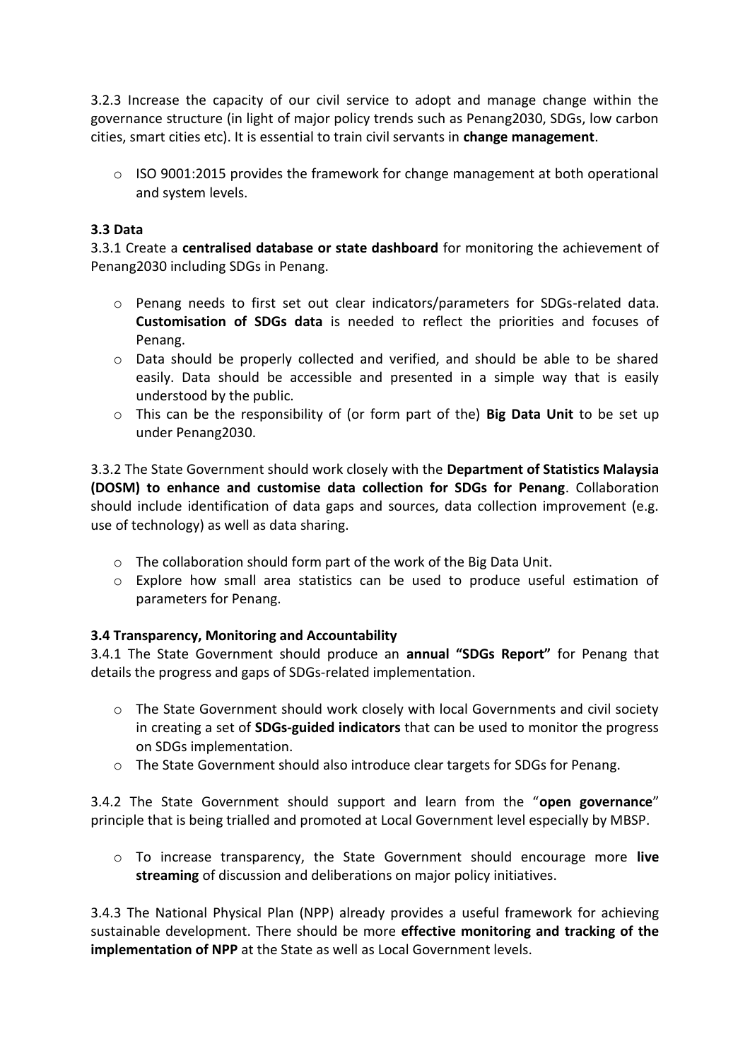3.2.3 Increase the capacity of our civil service to adopt and manage change within the governance structure (in light of major policy trends such as Penang2030, SDGs, low carbon cities, smart cities etc). It is essential to train civil servants in **change management**.

- ISO 9001:2015 provides the framework for change management at both operational and system levels.

### 3.3 Data

3.3.1 Create a **centralised database or state dashboard** for monitoring the achievement of Penang2030 including SDGs in Penang.

- Penang needs to first set out clear indicators/parameters for SDGs-related data. **Customisation of SDGs data** is needed to reflect the priorities and focuses of Penang.
- Data should be properly collected and verified, and should be able to be shared easily. Data should be accessible and presented in a simple way that is easily understood by the public.
- This can be the responsibility of (or form part of the) **Big Data Unit** to be set up under Penang2030.

3.3.2 The State Government should work closely with the **Department of Statistics Malaysia (DOSM) to enhance and customise data collection for SDGs for Penang**. Collaboration should include identification of data gaps and sources, data collection improvement (e.g. use of technology) as well as data sharing.

- The collaboration should form part of the work of the Big Data Unit.
- Explore how small area statistics can be used to produce useful estimation of parameters for Penang.

### 3.4 Transparency, Monitoring and Accountability

3.4.1 The State Government should produce an **annual "SDGs Report"** for Penang that details the progress and gaps of SDGs-related implementation.

- The State Government should work closely with local Governments and civil society in creating a set of **SDGs-guided indicators** that can be used to monitor the progress on SDGs implementation.
- The State Government should also introduce clear targets for SDGs for Penang.

3.4.2 The State Government should support and learn from the "**open governance**" principle that is being trialled and promoted at Local Government level especially by MBSP.

- To increase transparency, the State Government should encourage more **live streaming** of discussion and deliberations on major policy initiatives.

3.4.3 The National Physical Plan (NPP) already provides a useful framework for achieving sustainable development. There should be more **effective monitoring and tracking of the implementation of NPP** at the State as well as Local Government levels.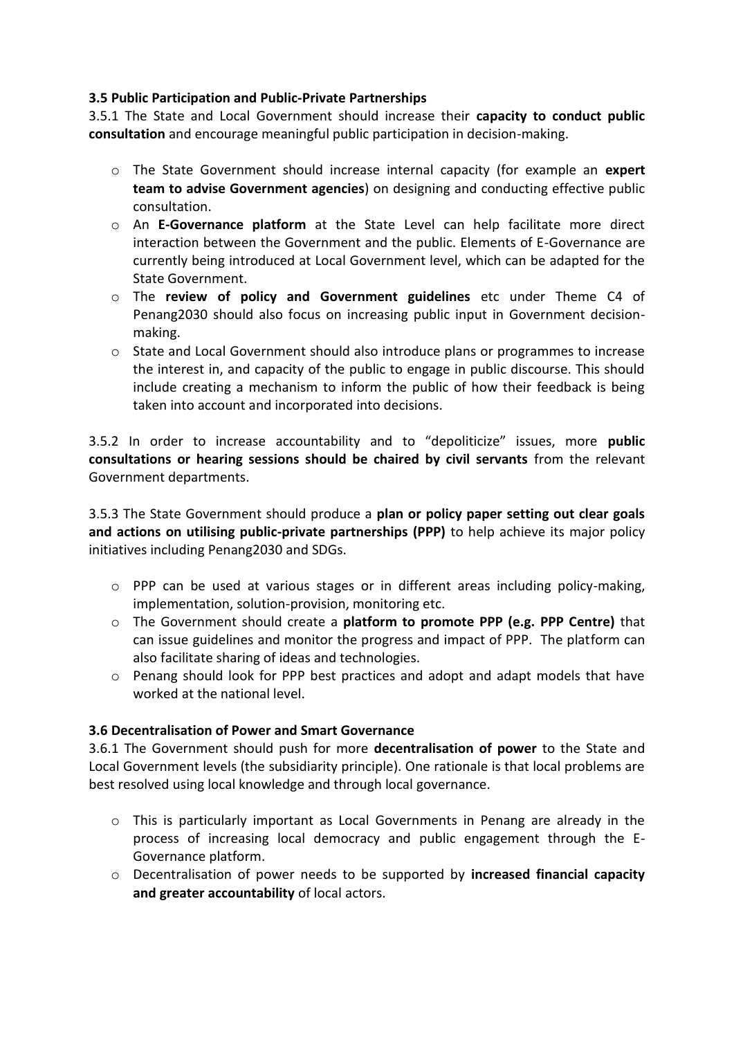### 3.5 Public Participation and Public-Private Partnerships

3.5.1 The State and Local Government should increase their **capacity to conduct public consultation** and encourage meaningful public participation in decision-making.

- The State Government should increase internal capacity (for example an **expert team to advise Government agencies**) on designing and conducting effective public consultation.
- An **E-Governance platform** at the State Level can help facilitate more direct interaction between the Government and the public. Elements of E-Governance are currently being introduced at Local Government level, which can be adapted for the State Government.
- The **review of policy and Government guidelines** etc under Theme C4 of Penang2030 should also focus on increasing public input in Government decision-making.
- State and Local Government should also introduce plans or programmes to increase the interest in, and capacity of the public to engage in public discourse. This should include creating a mechanism to inform the public of how their feedback is being taken into account and incorporated into decisions.

3.5.2 In order to increase accountability and to "depoliticize" issues, more **public consultations or hearing sessions should be chaired by civil servants** from the relevant Government departments.

3.5.3 The State Government should produce a **plan or policy paper setting out clear goals and actions on utilising public-private partnerships (PPP)** to help achieve its major policy initiatives including Penang2030 and SDGs.

- PPP can be used at various stages or in different areas including policy-making, implementation, solution-provision, monitoring etc.
- The Government should create a **platform to promote PPP (e.g. PPP Centre)** that can issue guidelines and monitor the progress and impact of PPP. The platform can also facilitate sharing of ideas and technologies.
- Penang should look for PPP best practices and adopt and adapt models that have worked at the national level.

### 3.6 Decentralisation of Power and Smart Governance

3.6.1 The Government should push for more **decentralisation of power** to the State and Local Government levels (the subsidiarity principle). One rationale is that local problems are best resolved using local knowledge and through local governance.

- This is particularly important as Local Governments in Penang are already in the process of increasing local democracy and public engagement through the E-Governance platform.
- Decentralisation of power needs to be supported by **increased financial capacity and greater accountability** of local actors.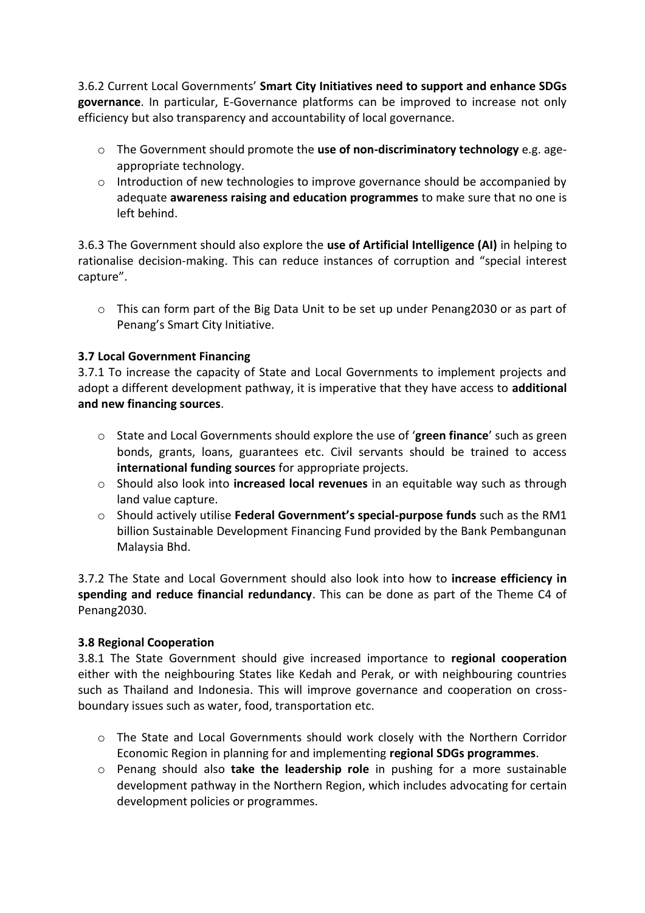3.6.2 Current Local Governments' **Smart City Initiatives need to support and enhance SDGs governance**. In particular, E-Governance platforms can be improved to increase not only efficiency but also transparency and accountability of local governance.

- The Government should promote the **use of non-discriminatory technology** e.g. age-appropriate technology.
- Introduction of new technologies to improve governance should be accompanied by adequate **awareness raising and education programmes** to make sure that no one is left behind.

3.6.3 The Government should also explore the **use of Artificial Intelligence (AI)** in helping to rationalise decision-making. This can reduce instances of corruption and "special interest capture".

- This can form part of the Big Data Unit to be set up under Penang2030 or as part of Penang's Smart City Initiative.

**3.7 Local Government Financing**

3.7.1 To increase the capacity of State and Local Governments to implement projects and adopt a different development pathway, it is imperative that they have access to **additional and new financing sources**.

- State and Local Governments should explore the use of '**green finance**' such as green bonds, grants, loans, guarantees etc. Civil servants should be trained to access **international funding sources** for appropriate projects.
- Should also look into **increased local revenues** in an equitable way such as through land value capture.
- Should actively utilise **Federal Government's special-purpose funds** such as the RM1 billion Sustainable Development Financing Fund provided by the Bank Pembangunan Malaysia Bhd.

3.7.2 The State and Local Government should also look into how to **increase efficiency in spending and reduce financial redundancy**. This can be done as part of the Theme C4 of Penang2030.

**3.8 Regional Cooperation**

3.8.1 The State Government should give increased importance to **regional cooperation** either with the neighbouring States like Kedah and Perak, or with neighbouring countries such as Thailand and Indonesia. This will improve governance and cooperation on cross-boundary issues such as water, food, transportation etc.

- The State and Local Governments should work closely with the Northern Corridor Economic Region in planning for and implementing **regional SDGs programmes**.
- Penang should also **take the leadership role** in pushing for a more sustainable development pathway in the Northern Region, which includes advocating for certain development policies or programmes.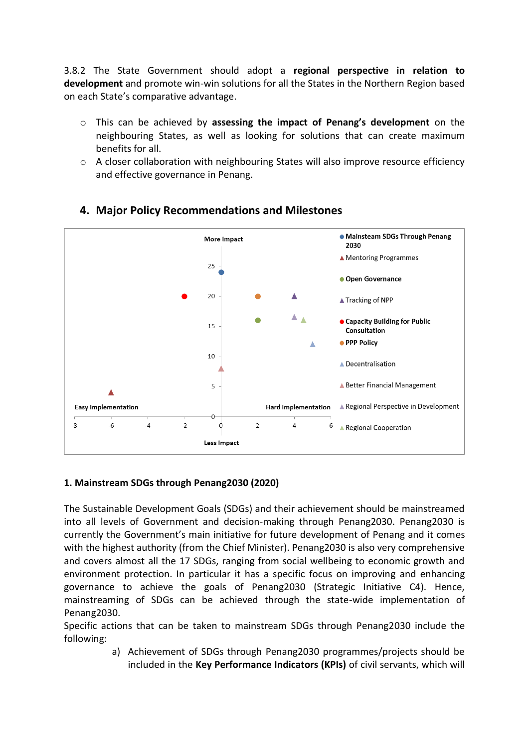3.8.2 The State Government should adopt a **regional perspective in relation to development** and promote win-win solutions for all the States in the Northern Region based on each State's comparative advantage.

- This can be achieved by **assessing the impact of Penang's development** on the neighbouring States, as well as looking for solutions that can create maximum benefits for all.
- A closer collaboration with neighbouring States will also improve resource efficiency and effective governance in Penang.

## 4. Major Policy Recommendations and Milestones

More Impact

Easy Implementation — Hard Implementation

Less Impact

- Mainsteam SDGs Through Penang 2030
- Mentoring Programmes
- Open Governance
- Tracking of NPP
- Capacity Building for Public Consultation
- PPP Policy
- Decentralisation
- Better Financial Management
- Regional Perspective in Development
- Regional Cooperation

**1. Mainstream SDGs through Penang2030 (2020)**

The Sustainable Development Goals (SDGs) and their achievement should be mainstreamed into all levels of Government and decision-making through Penang2030. Penang2030 is currently the Government's main initiative for future development of Penang and it comes with the highest authority (from the Chief Minister). Penang2030 is also very comprehensive and covers almost all the 17 SDGs, ranging from social wellbeing to economic growth and environment protection. In particular it has a specific focus on improving and enhancing governance to achieve the goals of Penang2030 (Strategic Initiative C4). Hence, mainstreaming of SDGs can be achieved through the state-wide implementation of Penang2030.

Specific actions that can be taken to mainstream SDGs through Penang2030 include the following:

a) Achievement of SDGs through Penang2030 programmes/projects should be included in the **Key Performance Indicators (KPIs)** of civil servants, which will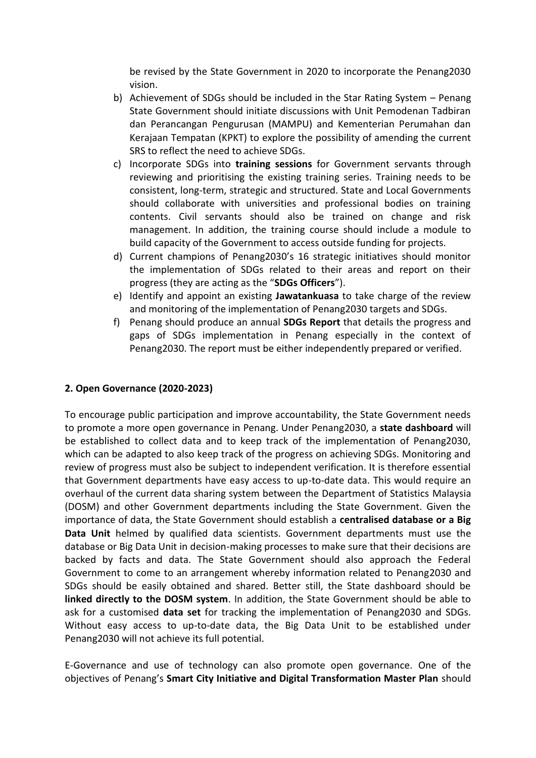be revised by the State Government in 2020 to incorporate the Penang2030 vision.

b) Achievement of SDGs should be included in the Star Rating System – Penang State Government should initiate discussions with Unit Pemodenan Tadbiran dan Perancangan Pengurusan (MAMPU) and Kementerian Perumahan dan Kerajaan Tempatan (KPKT) to explore the possibility of amending the current SRS to reflect the need to achieve SDGs.

c) Incorporate SDGs into **training sessions** for Government servants through reviewing and prioritising the existing training series. Training needs to be consistent, long-term, strategic and structured. State and Local Governments should collaborate with universities and professional bodies on training contents. Civil servants should also be trained on change and risk management. In addition, the training course should include a module to build capacity of the Government to access outside funding for projects.

d) Current champions of Penang2030's 16 strategic initiatives should monitor the implementation of SDGs related to their areas and report on their progress (they are acting as the "**SDGs Officers**").

e) Identify and appoint an existing **Jawatankuasa** to take charge of the review and monitoring of the implementation of Penang2030 targets and SDGs.

f) Penang should produce an annual **SDGs Report** that details the progress and gaps of SDGs implementation in Penang especially in the context of Penang2030. The report must be either independently prepared or verified.

**2. Open Governance (2020-2023)**

To encourage public participation and improve accountability, the State Government needs to promote a more open governance in Penang. Under Penang2030, a **state dashboard** will be established to collect data and to keep track of the implementation of Penang2030, which can be adapted to also keep track of the progress on achieving SDGs. Monitoring and review of progress must also be subject to independent verification. It is therefore essential that Government departments have easy access to up-to-date data. This would require an overhaul of the current data sharing system between the Department of Statistics Malaysia (DOSM) and other Government departments including the State Government. Given the importance of data, the State Government should establish a **centralised database or a Big Data Unit** helmed by qualified data scientists. Government departments must use the database or Big Data Unit in decision-making processes to make sure that their decisions are backed by facts and data. The State Government should also approach the Federal Government to come to an arrangement whereby information related to Penang2030 and SDGs should be easily obtained and shared. Better still, the State dashboard should be **linked directly to the DOSM system**. In addition, the State Government should be able to ask for a customised **data set** for tracking the implementation of Penang2030 and SDGs. Without easy access to up-to-date data, the Big Data Unit to be established under Penang2030 will not achieve its full potential.

E-Governance and use of technology can also promote open governance. One of the objectives of Penang's **Smart City Initiative and Digital Transformation Master Plan** should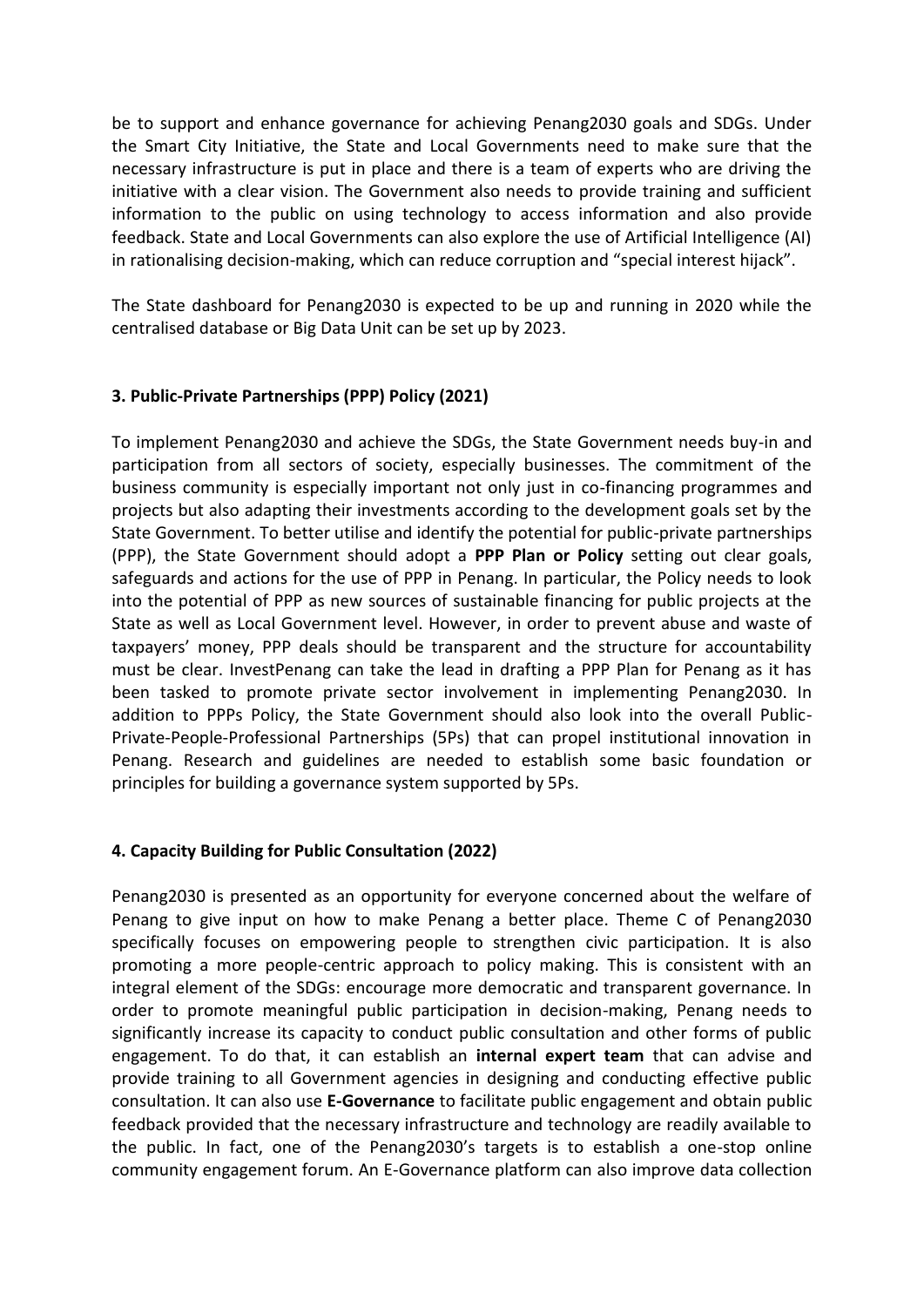be to support and enhance governance for achieving Penang2030 goals and SDGs. Under the Smart City Initiative, the State and Local Governments need to make sure that the necessary infrastructure is put in place and there is a team of experts who are driving the initiative with a clear vision. The Government also needs to provide training and sufficient information to the public on using technology to access information and also provide feedback. State and Local Governments can also explore the use of Artificial Intelligence (AI) in rationalising decision-making, which can reduce corruption and "special interest hijack".

The State dashboard for Penang2030 is expected to be up and running in 2020 while the centralised database or Big Data Unit can be set up by 2023.

### 3. Public-Private Partnerships (PPP) Policy (2021)

To implement Penang2030 and achieve the SDGs, the State Government needs buy-in and participation from all sectors of society, especially businesses. The commitment of the business community is especially important not only just in co-financing programmes and projects but also adapting their investments according to the development goals set by the State Government. To better utilise and identify the potential for public-private partnerships (PPP), the State Government should adopt a **PPP Plan or Policy** setting out clear goals, safeguards and actions for the use of PPP in Penang. In particular, the Policy needs to look into the potential of PPP as new sources of sustainable financing for public projects at the State as well as Local Government level. However, in order to prevent abuse and waste of taxpayers' money, PPP deals should be transparent and the structure for accountability must be clear. InvestPenang can take the lead in drafting a PPP Plan for Penang as it has been tasked to promote private sector involvement in implementing Penang2030. In addition to PPPs Policy, the State Government should also look into the overall Public-Private-People-Professional Partnerships (5Ps) that can propel institutional innovation in Penang. Research and guidelines are needed to establish some basic foundation or principles for building a governance system supported by 5Ps.

### 4. Capacity Building for Public Consultation (2022)

Penang2030 is presented as an opportunity for everyone concerned about the welfare of Penang to give input on how to make Penang a better place. Theme C of Penang2030 specifically focuses on empowering people to strengthen civic participation. It is also promoting a more people-centric approach to policy making. This is consistent with an integral element of the SDGs: encourage more democratic and transparent governance. In order to promote meaningful public participation in decision-making, Penang needs to significantly increase its capacity to conduct public consultation and other forms of public engagement. To do that, it can establish an **internal expert team** that can advise and provide training to all Government agencies in designing and conducting effective public consultation. It can also use **E-Governance** to facilitate public engagement and obtain public feedback provided that the necessary infrastructure and technology are readily available to the public. In fact, one of the Penang2030's targets is to establish a one-stop online community engagement forum. An E-Governance platform can also improve data collection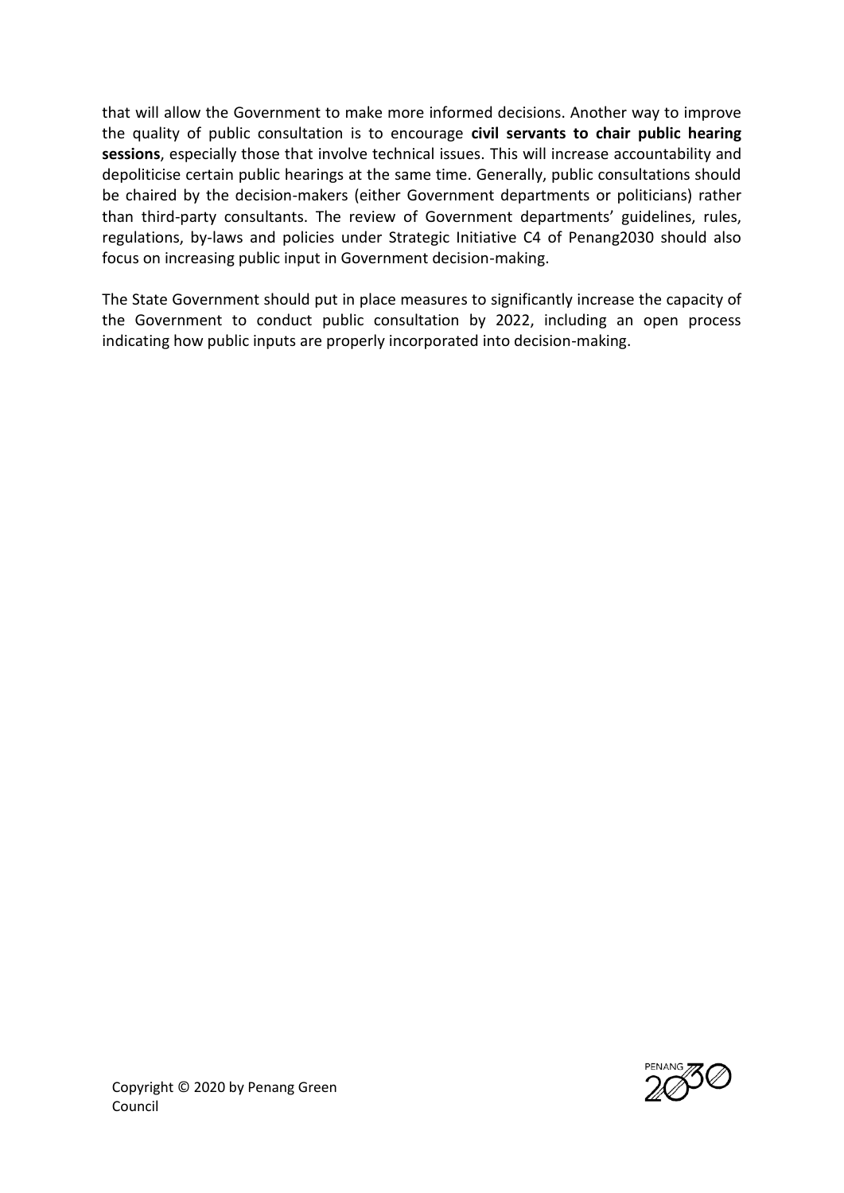that will allow the Government to make more informed decisions. Another way to improve the quality of public consultation is to encourage **civil servants to chair public hearing sessions**, especially those that involve technical issues. This will increase accountability and depoliticise certain public hearings at the same time. Generally, public consultations should be chaired by the decision-makers (either Government departments or politicians) rather than third-party consultants. The review of Government departments' guidelines, rules, regulations, by-laws and policies under Strategic Initiative C4 of Penang2030 should also focus on increasing public input in Government decision-making.

The State Government should put in place measures to significantly increase the capacity of the Government to conduct public consultation by 2022, including an open process indicating how public inputs are properly incorporated into decision-making.